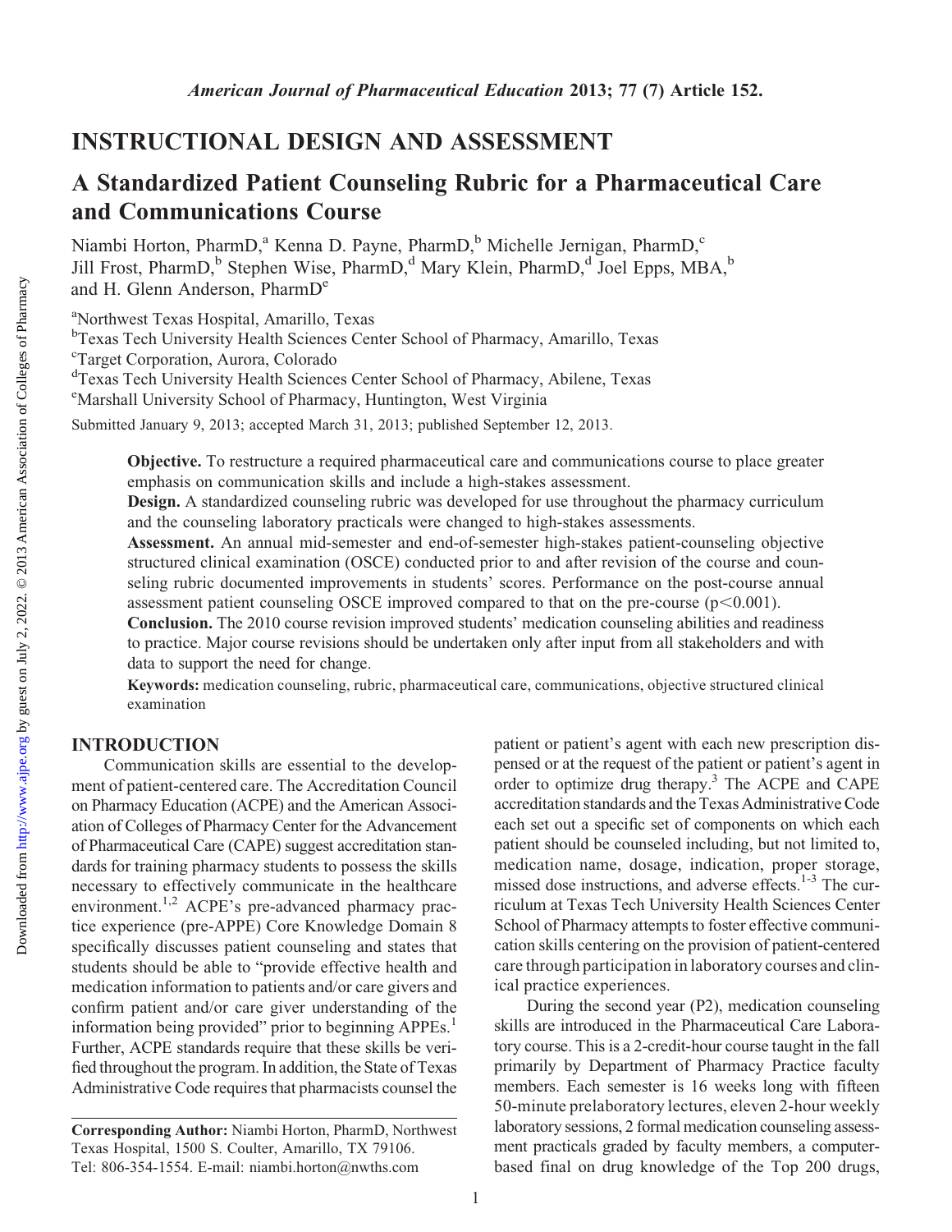## INSTRUCTIONAL DESIGN AND ASSESSMENT

# A Standardized Patient Counseling Rubric for a Pharmaceutical Care and Communications Course

Niambi Horton, PharmD,[a] Kenna D. Payne, PharmD,[b] Michelle Jernigan, PharmD,[c] Jill Frost, PharmD,[b] Stephen Wise, PharmD,[d] Mary Klein, PharmD,[d] Joel Epps, MBA,[b] and H. Glenn Anderson, PharmD[e]

[a]Northwest Texas Hospital, Amarillo, Texas
[b]Texas Tech University Health Sciences Center School of Pharmacy, Amarillo, Texas
[c]Target Corporation, Aurora, Colorado
[d]Texas Tech University Health Sciences Center School of Pharmacy, Abilene, Texas
[e]Marshall University School of Pharmacy, Huntington, West Virginia

Submitted January 9, 2013; accepted March 31, 2013; published September 12, 2013.

**Objective.** To restructure a required pharmaceutical care and communications course to place greater emphasis on communication skills and include a high-stakes assessment.

**Design.** A standardized counseling rubric was developed for use throughout the pharmacy curriculum and the counseling laboratory practicals were changed to high-stakes assessments.

**Assessment.** An annual mid-semester and end-of-semester high-stakes patient-counseling objective structured clinical examination (OSCE) conducted prior to and after revision of the course and counseling rubric documented improvements in students' scores. Performance on the post-course annual assessment patient counseling OSCE improved compared to that on the pre-course ($p<0.001$).

**Conclusion.** The 2010 course revision improved students' medication counseling abilities and readiness to practice. Major course revisions should be undertaken only after input from all stakeholders and with data to support the need for change.

**Keywords:** medication counseling, rubric, pharmaceutical care, communications, objective structured clinical examination

## INTRODUCTION

Communication skills are essential to the development of patient-centered care. The Accreditation Council on Pharmacy Education (ACPE) and the American Association of Colleges of Pharmacy Center for the Advancement of Pharmaceutical Care (CAPE) suggest accreditation standards for training pharmacy students to possess the skills necessary to effectively communicate in the healthcare environment.[1,2] ACPE's pre-advanced pharmacy practice experience (pre-APPE) Core Knowledge Domain 8 specifically discusses patient counseling and states that students should be able to "provide effective health and medication information to patients and/or care givers and confirm patient and/or care giver understanding of the information being provided" prior to beginning APPEs.[1] Further, ACPE standards require that these skills be verified throughout the program. In addition, the State of Texas Administrative Code requires that pharmacists counsel the patient or patient's agent with each new prescription dispensed or at the request of the patient or patient's agent in order to optimize drug therapy.[3] The ACPE and CAPE accreditation standards and the Texas Administrative Code each set out a specific set of components on which each patient should be counseled including, but not limited to, medication name, dosage, indication, proper storage, missed dose instructions, and adverse effects.[1-3] The curriculum at Texas Tech University Health Sciences Center School of Pharmacy attempts to foster effective communication skills centering on the provision of patient-centered care through participation in laboratory courses and clinical practice experiences.

During the second year (P2), medication counseling skills are introduced in the Pharmaceutical Care Laboratory course. This is a 2-credit-hour course taught in the fall primarily by Department of Pharmacy Practice faculty members. Each semester is 16 weeks long with fifteen 50-minute prelaboratory lectures, eleven 2-hour weekly laboratory sessions, 2 formal medication counseling assessment practicals graded by faculty members, a computer-based final on drug knowledge of the Top 200 drugs,

**Corresponding Author:** Niambi Horton, PharmD, Northwest Texas Hospital, 1500 S. Coulter, Amarillo, TX 79106. Tel: 806-354-1554. E-mail: niambi.horton@nwths.com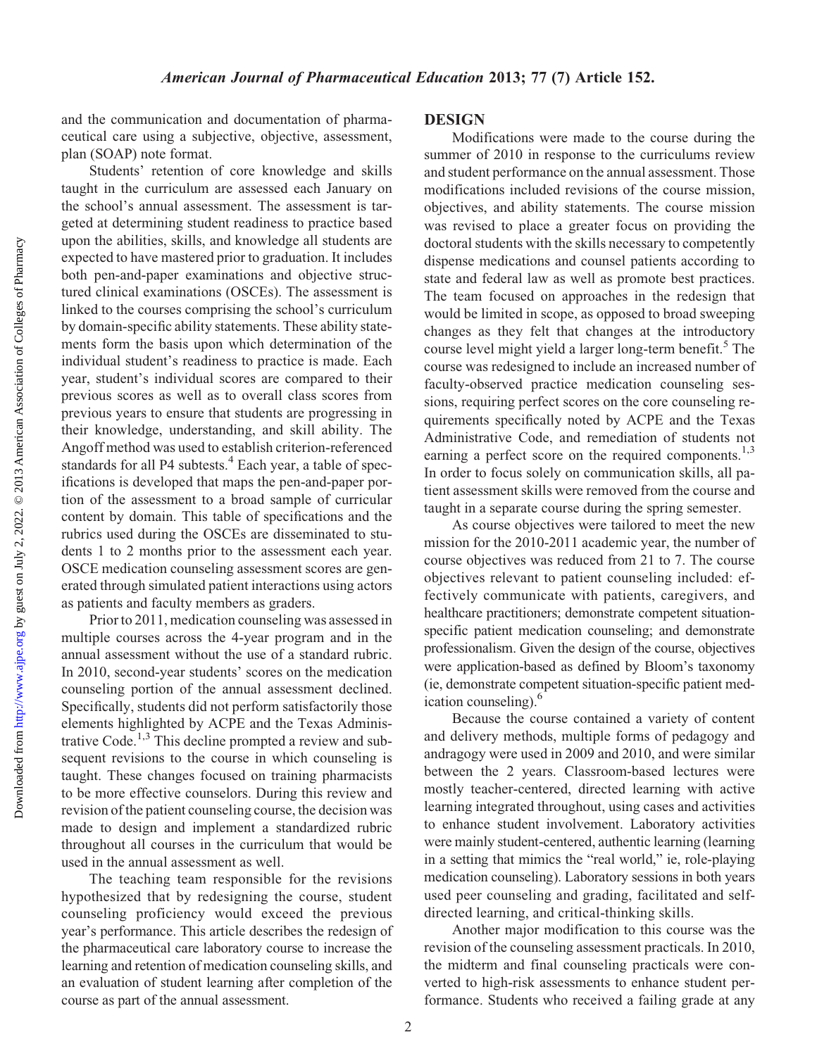and the communication and documentation of pharmaceutical care using a subjective, objective, assessment, plan (SOAP) note format.

Students' retention of core knowledge and skills taught in the curriculum are assessed each January on the school's annual assessment. The assessment is targeted at determining student readiness to practice based upon the abilities, skills, and knowledge all students are expected to have mastered prior to graduation. It includes both pen-and-paper examinations and objective structured clinical examinations (OSCEs). The assessment is linked to the courses comprising the school's curriculum by domain-specific ability statements. These ability statements form the basis upon which determination of the individual student's readiness to practice is made. Each year, student's individual scores are compared to their previous scores as well as to overall class scores from previous years to ensure that students are progressing in their knowledge, understanding, and skill ability. The Angoff method was used to establish criterion-referenced standards for all P4 subtests.[4] Each year, a table of specifications is developed that maps the pen-and-paper portion of the assessment to a broad sample of curricular content by domain. This table of specifications and the rubrics used during the OSCEs are disseminated to students 1 to 2 months prior to the assessment each year. OSCE medication counseling assessment scores are generated through simulated patient interactions using actors as patients and faculty members as graders.

Prior to 2011, medication counseling was assessed in multiple courses across the 4-year program and in the annual assessment without the use of a standard rubric. In 2010, second-year students' scores on the medication counseling portion of the annual assessment declined. Specifically, students did not perform satisfactorily those elements highlighted by ACPE and the Texas Administrative Code.[1,3] This decline prompted a review and subsequent revisions to the course in which counseling is taught. These changes focused on training pharmacists to be more effective counselors. During this review and revision of the patient counseling course, the decision was made to design and implement a standardized rubric throughout all courses in the curriculum that would be used in the annual assessment as well.

The teaching team responsible for the revisions hypothesized that by redesigning the course, student counseling proficiency would exceed the previous year's performance. This article describes the redesign of the pharmaceutical care laboratory course to increase the learning and retention of medication counseling skills, and an evaluation of student learning after completion of the course as part of the annual assessment.

## DESIGN

Modifications were made to the course during the summer of 2010 in response to the curriculums review and student performance on the annual assessment. Those modifications included revisions of the course mission, objectives, and ability statements. The course mission was revised to place a greater focus on providing the doctoral students with the skills necessary to competently dispense medications and counsel patients according to state and federal law as well as promote best practices. The team focused on approaches in the redesign that would be limited in scope, as opposed to broad sweeping changes as they felt that changes at the introductory course level might yield a larger long-term benefit.[5] The course was redesigned to include an increased number of faculty-observed practice medication counseling sessions, requiring perfect scores on the core counseling requirements specifically noted by ACPE and the Texas Administrative Code, and remediation of students not earning a perfect score on the required components.[1,3] In order to focus solely on communication skills, all patient assessment skills were removed from the course and taught in a separate course during the spring semester.

As course objectives were tailored to meet the new mission for the 2010-2011 academic year, the number of course objectives was reduced from 21 to 7. The course objectives relevant to patient counseling included: effectively communicate with patients, caregivers, and healthcare practitioners; demonstrate competent situation-specific patient medication counseling; and demonstrate professionalism. Given the design of the course, objectives were application-based as defined by Bloom's taxonomy (ie, demonstrate competent situation-specific patient medication counseling).[6]

Because the course contained a variety of content and delivery methods, multiple forms of pedagogy and andragogy were used in 2009 and 2010, and were similar between the 2 years. Classroom-based lectures were mostly teacher-centered, directed learning with active learning integrated throughout, using cases and activities to enhance student involvement. Laboratory activities were mainly student-centered, authentic learning (learning in a setting that mimics the "real world," ie, role-playing medication counseling). Laboratory sessions in both years used peer counseling and grading, facilitated and self-directed learning, and critical-thinking skills.

Another major modification to this course was the revision of the counseling assessment practicals. In 2010, the midterm and final counseling practicals were converted to high-risk assessments to enhance student performance. Students who received a failing grade at any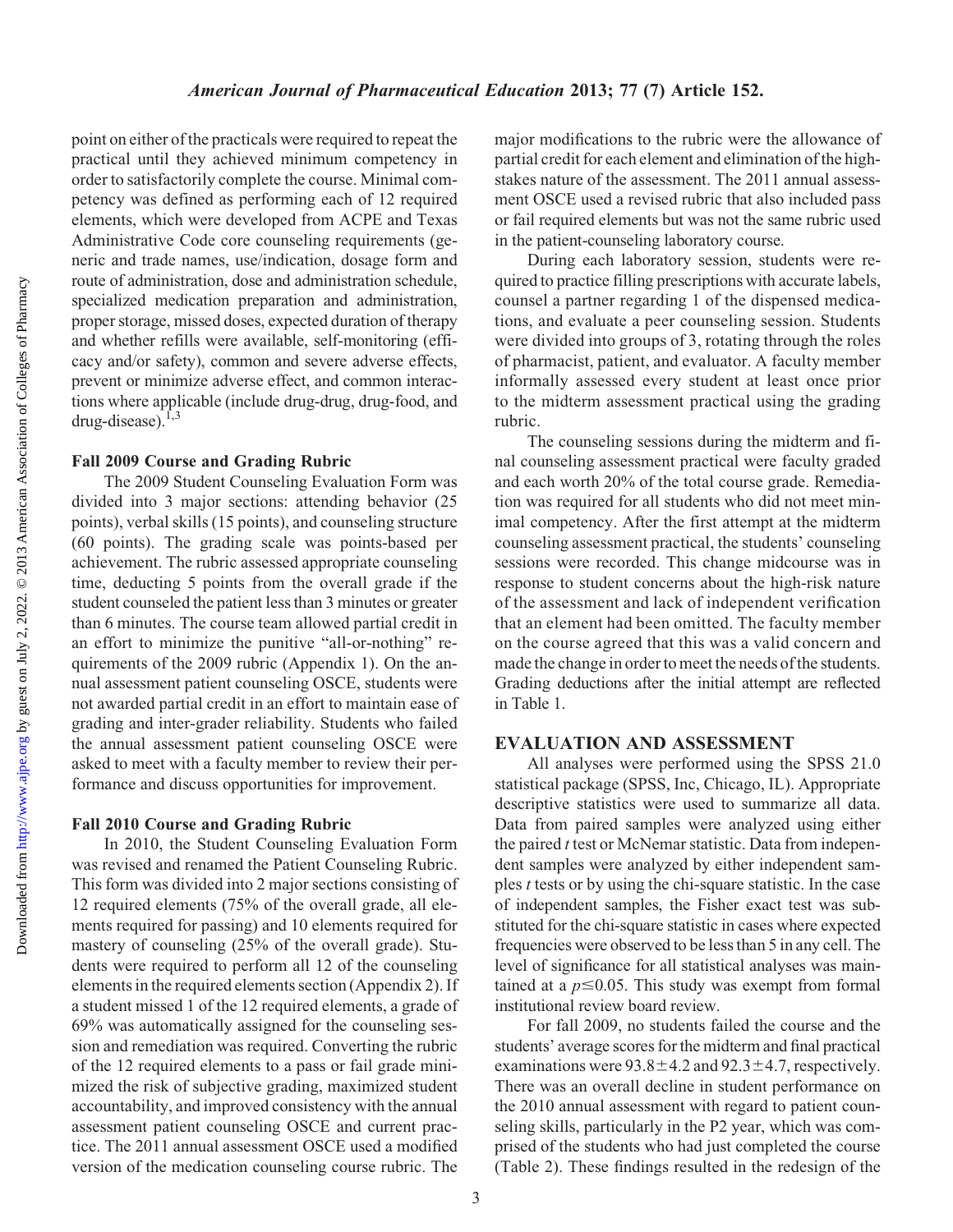point on either of the practicals were required to repeat the practical until they achieved minimum competency in order to satisfactorily complete the course. Minimal competency was defined as performing each of 12 required elements, which were developed from ACPE and Texas Administrative Code core counseling requirements (generic and trade names, use/indication, dosage form and route of administration, dose and administration schedule, specialized medication preparation and administration, proper storage, missed doses, expected duration of therapy and whether refills were available, self-monitoring (efficacy and/or safety), common and severe adverse effects, prevent or minimize adverse effect, and common interactions where applicable (include drug-drug, drug-food, and drug-disease).[1,3]

### Fall 2009 Course and Grading Rubric

The 2009 Student Counseling Evaluation Form was divided into 3 major sections: attending behavior (25 points), verbal skills (15 points), and counseling structure (60 points). The grading scale was points-based per achievement. The rubric assessed appropriate counseling time, deducting 5 points from the overall grade if the student counseled the patient less than 3 minutes or greater than 6 minutes. The course team allowed partial credit in an effort to minimize the punitive "all-or-nothing" requirements of the 2009 rubric (Appendix 1). On the annual assessment patient counseling OSCE, students were not awarded partial credit in an effort to maintain ease of grading and inter-grader reliability. Students who failed the annual assessment patient counseling OSCE were asked to meet with a faculty member to review their performance and discuss opportunities for improvement.

### Fall 2010 Course and Grading Rubric

In 2010, the Student Counseling Evaluation Form was revised and renamed the Patient Counseling Rubric. This form was divided into 2 major sections consisting of 12 required elements (75% of the overall grade, all elements required for passing) and 10 elements required for mastery of counseling (25% of the overall grade). Students were required to perform all 12 of the counseling elements in the required elements section (Appendix 2). If a student missed 1 of the 12 required elements, a grade of 69% was automatically assigned for the counseling session and remediation was required. Converting the rubric of the 12 required elements to a pass or fail grade minimized the risk of subjective grading, maximized student accountability, and improved consistency with the annual assessment patient counseling OSCE and current practice. The 2011 annual assessment OSCE used a modified version of the medication counseling course rubric. The major modifications to the rubric were the allowance of partial credit for each element and elimination of the high-stakes nature of the assessment. The 2011 annual assessment OSCE used a revised rubric that also included pass or fail required elements but was not the same rubric used in the patient-counseling laboratory course.

During each laboratory session, students were required to practice filling prescriptions with accurate labels, counsel a partner regarding 1 of the dispensed medications, and evaluate a peer counseling session. Students were divided into groups of 3, rotating through the roles of pharmacist, patient, and evaluator. A faculty member informally assessed every student at least once prior to the midterm assessment practical using the grading rubric.

The counseling sessions during the midterm and final counseling assessment practical were faculty graded and each worth 20% of the total course grade. Remediation was required for all students who did not meet minimal competency. After the first attempt at the midterm counseling assessment practical, the students' counseling sessions were recorded. This change midcourse was in response to student concerns about the high-risk nature of the assessment and lack of independent verification that an element had been omitted. The faculty member on the course agreed that this was a valid concern and made the change in order to meet the needs of the students. Grading deductions after the initial attempt are reflected in Table 1.

## EVALUATION AND ASSESSMENT

All analyses were performed using the SPSS 21.0 statistical package (SPSS, Inc, Chicago, IL). Appropriate descriptive statistics were used to summarize all data. Data from paired samples were analyzed using either the paired *t* test or McNemar statistic. Data from independent samples were analyzed by either independent samples *t* tests or by using the chi-square statistic. In the case of independent samples, the Fisher exact test was substituted for the chi-square statistic in cases where expected frequencies were observed to be less than 5 in any cell. The level of significance for all statistical analyses was maintained at a $p \leq 0.05$. This study was exempt from formal institutional review board review.

For fall 2009, no students failed the course and the students' average scores for the midterm and final practical examinations were $93.8 \pm 4.2$ and $92.3 \pm 4.7$, respectively. There was an overall decline in student performance on the 2010 annual assessment with regard to patient counseling skills, particularly in the P2 year, which was comprised of the students who had just completed the course (Table 2). These findings resulted in the redesign of the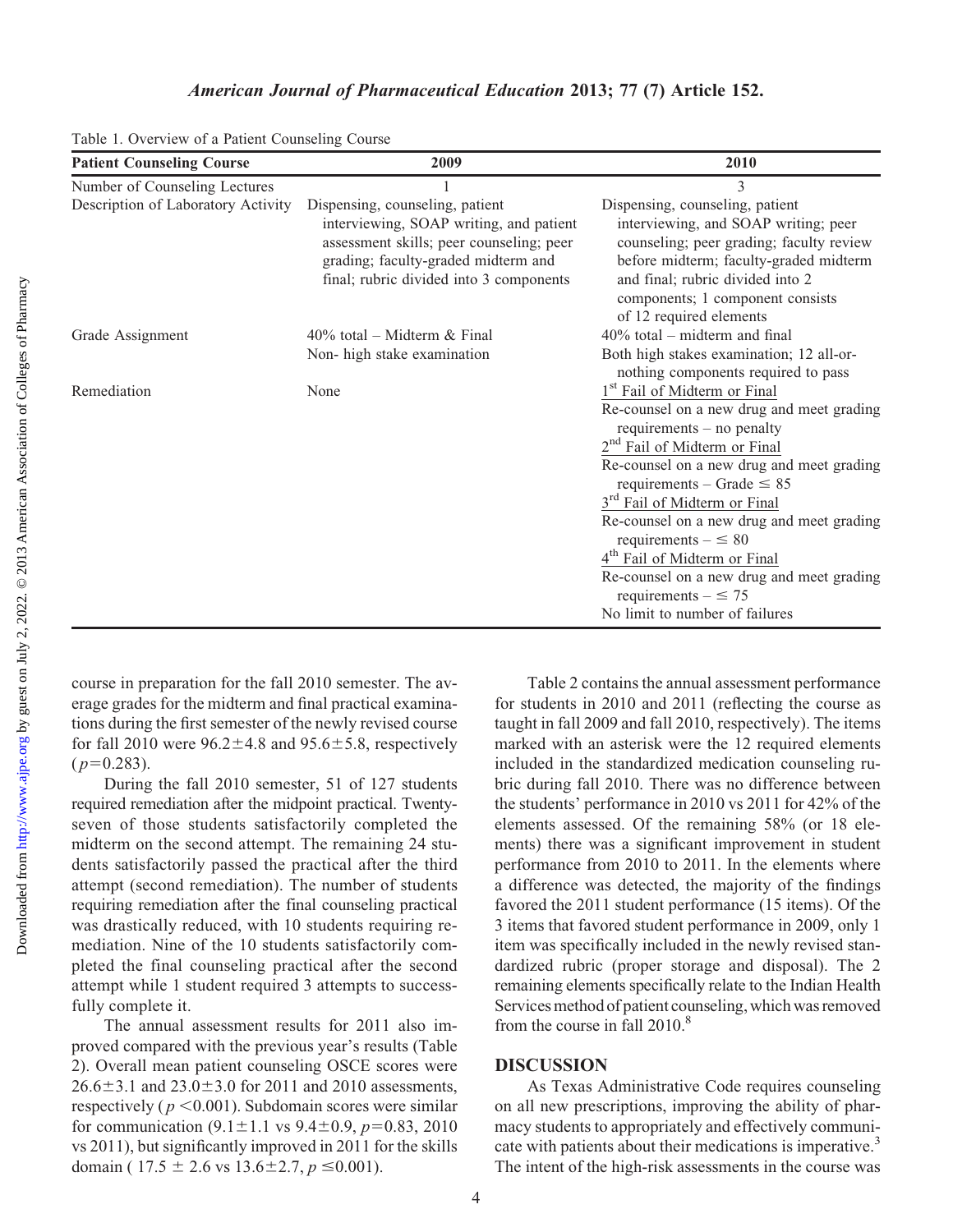Table 1. Overview of a Patient Counseling Course

| Patient Counseling Course | 2009 | 2010 |
|---|---|---|
| Number of Counseling Lectures | 1 | 3 |
| Description of Laboratory Activity | Dispensing, counseling, patient interviewing, SOAP writing, and patient assessment skills; peer counseling; peer grading; faculty-graded midterm and final; rubric divided into 3 components | Dispensing, counseling, patient interviewing, and SOAP writing; peer counseling; peer grading; faculty review before midterm; faculty-graded midterm and final; rubric divided into 2 components; 1 component consists of 12 required elements |
| Grade Assignment | 40% total – Midterm & Final<br>Non- high stake examination | 40% total – midterm and final<br>Both high stakes examination; 12 all-or-nothing components required to pass |
| Remediation | None | 1st Fail of Midterm or Final<br>Re-counsel on a new drug and meet grading requirements – no penalty<br>2nd Fail of Midterm or Final<br>Re-counsel on a new drug and meet grading requirements – Grade ≤ 85<br>3rd Fail of Midterm or Final<br>Re-counsel on a new drug and meet grading requirements – ≤ 80<br>4th Fail of Midterm or Final<br>Re-counsel on a new drug and meet grading requirements – ≤ 75<br>No limit to number of failures |

course in preparation for the fall 2010 semester. The average grades for the midterm and final practical examinations during the first semester of the newly revised course for fall 2010 were $96.2 \pm 4.8$ and $95.6 \pm 5.8$, respectively ($p = 0.283$).

During the fall 2010 semester, 51 of 127 students required remediation after the midpoint practical. Twenty-seven of those students satisfactorily completed the midterm on the second attempt. The remaining 24 students satisfactorily passed the practical after the third attempt (second remediation). The number of students requiring remediation after the final counseling practical was drastically reduced, with 10 students requiring remediation. Nine of the 10 students satisfactorily completed the final counseling practical after the second attempt while 1 student required 3 attempts to successfully complete it.

The annual assessment results for 2011 also improved compared with the previous year's results (Table 2). Overall mean patient counseling OSCE scores were $26.6 \pm 3.1$ and $23.0 \pm 3.0$ for 2011 and 2010 assessments, respectively ($p < 0.001$). Subdomain scores were similar for communication ($9.1 \pm 1.1$ vs $9.4 \pm 0.9$, $p = 0.83$, 2010 vs 2011), but significantly improved in 2011 for the skills domain ($17.5 \pm 2.6$ vs $13.6 \pm 2.7$, $p \leq 0.001$).

Table 2 contains the annual assessment performance for students in 2010 and 2011 (reflecting the course as taught in fall 2009 and fall 2010, respectively). The items marked with an asterisk were the 12 required elements included in the standardized medication counseling rubric during fall 2010. There was no difference between the students' performance in 2010 vs 2011 for 42% of the elements assessed. Of the remaining 58% (or 18 elements) there was a significant improvement in student performance from 2010 to 2011. In the elements where a difference was detected, the majority of the findings favored the 2011 student performance (15 items). Of the 3 items that favored student performance in 2009, only 1 item was specifically included in the newly revised standardized rubric (proper storage and disposal). The 2 remaining elements specifically relate to the Indian Health Services method of patient counseling, which was removed from the course in fall 2010.[8]

## DISCUSSION

As Texas Administrative Code requires counseling on all new prescriptions, improving the ability of pharmacy students to appropriately and effectively communicate with patients about their medications is imperative.[3] The intent of the high-risk assessments in the course was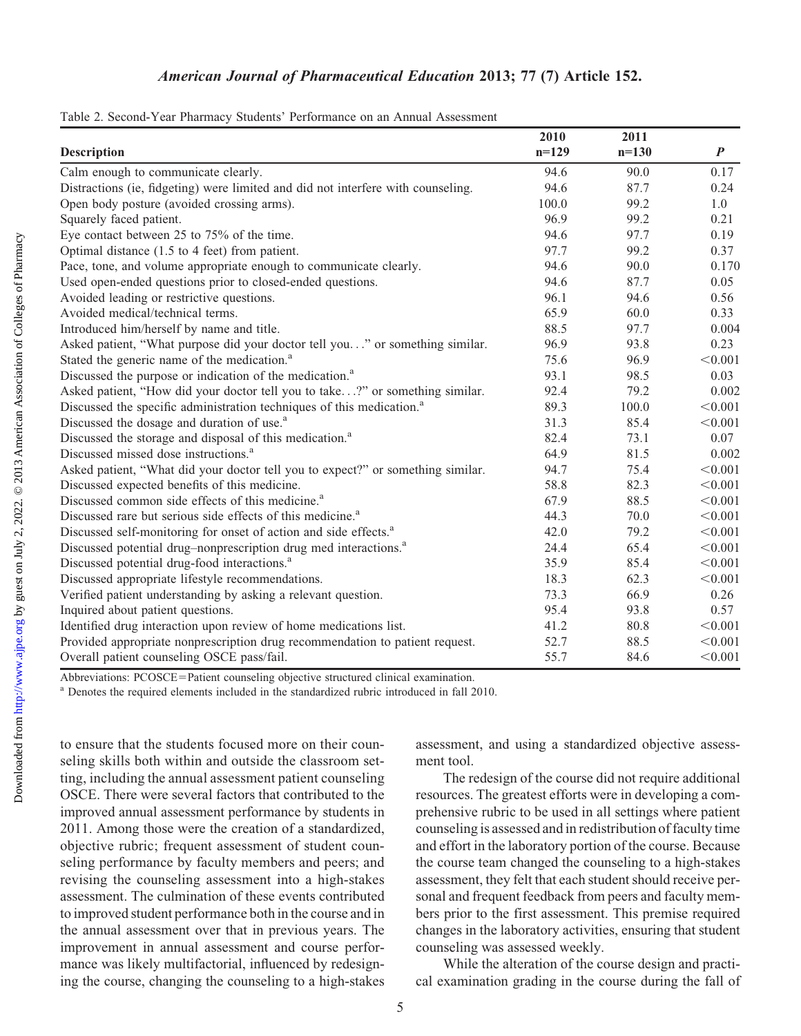Table 2. Second-Year Pharmacy Students' Performance on an Annual Assessment

| Description | 2010 n=129 | 2011 n=130 | *P* |
|---|---|---|---|
| Calm enough to communicate clearly. | 94.6 | 90.0 | 0.17 |
| Distractions (ie, fidgeting) were limited and did not interfere with counseling. | 94.6 | 87.7 | 0.24 |
| Open body posture (avoided crossing arms). | 100.0 | 99.2 | 1.0 |
| Squarely faced patient. | 96.9 | 99.2 | 0.21 |
| Eye contact between 25 to 75% of the time. | 94.6 | 97.7 | 0.19 |
| Optimal distance (1.5 to 4 feet) from patient. | 97.7 | 99.2 | 0.37 |
| Pace, tone, and volume appropriate enough to communicate clearly. | 94.6 | 90.0 | 0.170 |
| Used open-ended questions prior to closed-ended questions. | 94.6 | 87.7 | 0.05 |
| Avoided leading or restrictive questions. | 96.1 | 94.6 | 0.56 |
| Avoided medical/technical terms. | 65.9 | 60.0 | 0.33 |
| Introduced him/herself by name and title. | 88.5 | 97.7 | 0.004 |
| Asked patient, "What purpose did your doctor tell you…" or something similar. | 96.9 | 93.8 | 0.23 |
| Stated the generic name of the medication.[a] | 75.6 | 96.9 | <0.001 |
| Discussed the purpose or indication of the medication.[a] | 93.1 | 98.5 | 0.03 |
| Asked patient, "How did your doctor tell you to take…?" or something similar. | 92.4 | 79.2 | 0.002 |
| Discussed the specific administration techniques of this medication.[a] | 89.3 | 100.0 | <0.001 |
| Discussed the dosage and duration of use.[a] | 31.3 | 85.4 | <0.001 |
| Discussed the storage and disposal of this medication.[a] | 82.4 | 73.1 | 0.07 |
| Discussed missed dose instructions.[a] | 64.9 | 81.5 | 0.002 |
| Asked patient, "What did your doctor tell you to expect?" or something similar. | 94.7 | 75.4 | <0.001 |
| Discussed expected benefits of this medicine. | 58.8 | 82.3 | <0.001 |
| Discussed common side effects of this medicine.[a] | 67.9 | 88.5 | <0.001 |
| Discussed rare but serious side effects of this medicine.[a] | 44.3 | 70.0 | <0.001 |
| Discussed self-monitoring for onset of action and side effects.[a] | 42.0 | 79.2 | <0.001 |
| Discussed potential drug–nonprescription drug med interactions.[a] | 24.4 | 65.4 | <0.001 |
| Discussed potential drug-food interactions.[a] | 35.9 | 85.4 | <0.001 |
| Discussed appropriate lifestyle recommendations. | 18.3 | 62.3 | <0.001 |
| Verified patient understanding by asking a relevant question. | 73.3 | 66.9 | 0.26 |
| Inquired about patient questions. | 95.4 | 93.8 | 0.57 |
| Identified drug interaction upon review of home medications list. | 41.2 | 80.8 | <0.001 |
| Provided appropriate nonprescription drug recommendation to patient request. | 52.7 | 88.5 | <0.001 |
| Overall patient counseling OSCE pass/fail. | 55.7 | 84.6 | <0.001 |

Abbreviations: PCOSCE=Patient counseling objective structured clinical examination.
[a] Denotes the required elements included in the standardized rubric introduced in fall 2010.

to ensure that the students focused more on their counseling skills both within and outside the classroom setting, including the annual assessment patient counseling OSCE. There were several factors that contributed to the improved annual assessment performance by students in 2011. Among those were the creation of a standardized, objective rubric; frequent assessment of student counseling performance by faculty members and peers; and revising the counseling assessment into a high-stakes assessment. The culmination of these events contributed to improved student performance both in the course and in the annual assessment over that in previous years. The improvement in annual assessment and course performance was likely multifactorial, influenced by redesigning the course, changing the counseling to a high-stakes assessment, and using a standardized objective assessment tool.

The redesign of the course did not require additional resources. The greatest efforts were in developing a comprehensive rubric to be used in all settings where patient counseling is assessed and in redistribution of faculty time and effort in the laboratory portion of the course. Because the course team changed the counseling to a high-stakes assessment, they felt that each student should receive personal and frequent feedback from peers and faculty members prior to the first assessment. This premise required changes in the laboratory activities, ensuring that student counseling was assessed weekly.

While the alteration of the course design and practical examination grading in the course during the fall of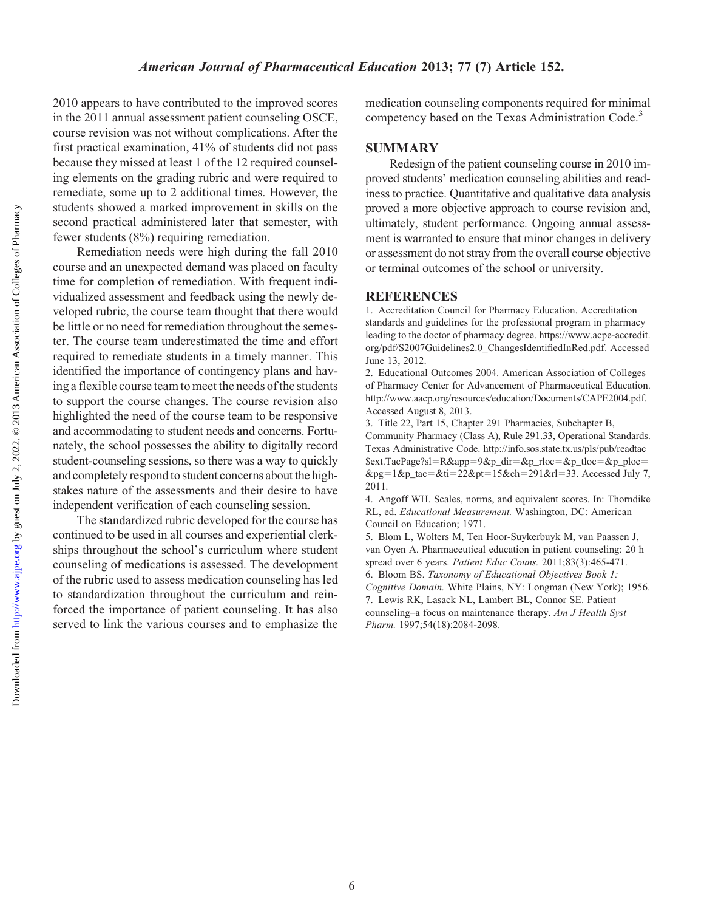2010 appears to have contributed to the improved scores in the 2011 annual assessment patient counseling OSCE, course revision was not without complications. After the first practical examination, 41% of students did not pass because they missed at least 1 of the 12 required counseling elements on the grading rubric and were required to remediate, some up to 2 additional times. However, the students showed a marked improvement in skills on the second practical administered later that semester, with fewer students (8%) requiring remediation.

Remediation needs were high during the fall 2010 course and an unexpected demand was placed on faculty time for completion of remediation. With frequent individualized assessment and feedback using the newly developed rubric, the course team thought that there would be little or no need for remediation throughout the semester. The course team underestimated the time and effort required to remediate students in a timely manner. This identified the importance of contingency plans and having a flexible course team to meet the needs of the students to support the course changes. The course revision also highlighted the need of the course team to be responsive and accommodating to student needs and concerns. Fortunately, the school possesses the ability to digitally record student-counseling sessions, so there was a way to quickly and completely respond to student concerns about the high-stakes nature of the assessments and their desire to have independent verification of each counseling session.

The standardized rubric developed for the course has continued to be used in all courses and experiential clerkships throughout the school's curriculum where student counseling of medications is assessed. The development of the rubric used to assess medication counseling has led to standardization throughout the curriculum and reinforced the importance of patient counseling. It has also served to link the various courses and to emphasize the medication counseling components required for minimal competency based on the Texas Administration Code.[3]

## SUMMARY

Redesign of the patient counseling course in 2010 improved students' medication counseling abilities and readiness to practice. Quantitative and qualitative data analysis proved a more objective approach to course revision and, ultimately, student performance. Ongoing annual assessment is warranted to ensure that minor changes in delivery or assessment do not stray from the overall course objective or terminal outcomes of the school or university.

## REFERENCES

1. Accreditation Council for Pharmacy Education. Accreditation standards and guidelines for the professional program in pharmacy leading to the doctor of pharmacy degree. https://www.acpe-accredit.org/pdf/S2007Guidelines2.0_ChangesIdentifiedInRed.pdf. Accessed June 13, 2012.
2. Educational Outcomes 2004. American Association of Colleges of Pharmacy Center for Advancement of Pharmaceutical Education. http://www.aacp.org/resources/education/Documents/CAPE2004.pdf. Accessed August 8, 2013.
3. Title 22, Part 15, Chapter 291 Pharmacies, Subchapter B, Community Pharmacy (Class A), Rule 291.33, Operational Standards. Texas Administrative Code. http://info.sos.state.tx.us/pls/pub/readtac$ext.TacPage?sl=R&app=9&p_dir=&p_rloc=&p_tloc=&p_ploc=&pg=1&p_tac=&ti=22&pt=15&ch=291&rl=33. Accessed July 7, 2011.
4. Angoff WH. Scales, norms, and equivalent scores. In: Thorndike RL, ed. *Educational Measurement.* Washington, DC: American Council on Education; 1971.
5. Blom L, Wolters M, Ten Hoor-Suykerbuyk M, van Paassen J, van Oyen A. Pharmaceutical education in patient counseling: 20 h spread over 6 years. *Patient Educ Couns.* 2011;83(3):465-471.
6. Bloom BS. *Taxonomy of Educational Objectives Book 1: Cognitive Domain.* White Plains, NY: Longman (New York); 1956.
7. Lewis RK, Lasack NL, Lambert BL, Connor SE. Patient counseling–a focus on maintenance therapy. *Am J Health Syst Pharm.* 1997;54(18):2084-2098.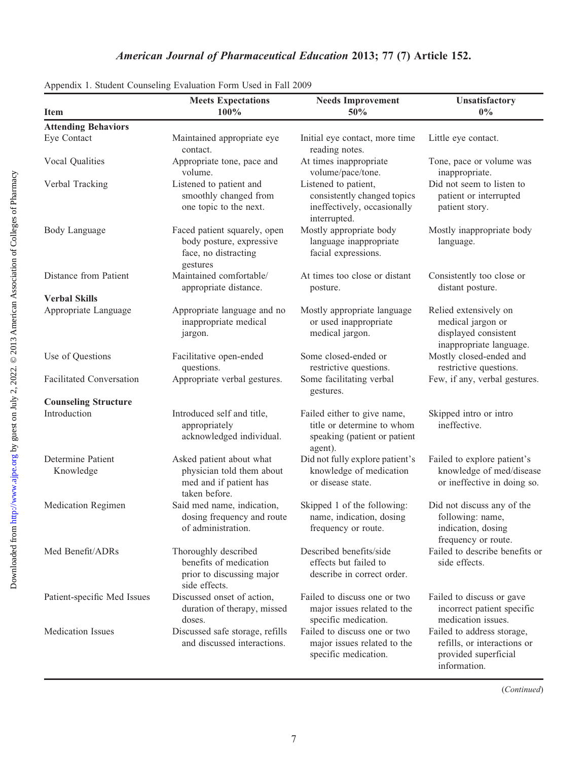Appendix 1. Student Counseling Evaluation Form Used in Fall 2009

| Item | Meets Expectations 100% | Needs Improvement 50% | Unsatisfactory 0% |
|---|---|---|---|
| **Attending Behaviors** | | | |
| Eye Contact | Maintained appropriate eye contact. | Initial eye contact, more time reading notes. | Little eye contact. |
| Vocal Qualities | Appropriate tone, pace and volume. | At times inappropriate volume/pace/tone. | Tone, pace or volume was inappropriate. |
| Verbal Tracking | Listened to patient and smoothly changed from one topic to the next. | Listened to patient, consistently changed topics ineffectively, occasionally interrupted. | Did not seem to listen to patient or interrupted patient story. |
| Body Language | Faced patient squarely, open body posture, expressive face, no distracting gestures | Mostly appropriate body language inappropriate facial expressions. | Mostly inappropriate body language. |
| Distance from Patient | Maintained comfortable/appropriate distance. | At times too close or distant posture. | Consistently too close or distant posture. |
| **Verbal Skills** | | | |
| Appropriate Language | Appropriate language and no inappropriate medical jargon. | Mostly appropriate language or used inappropriate medical jargon. | Relied extensively on medical jargon or displayed consistent inappropriate language. |
| Use of Questions | Facilitative open-ended questions. | Some closed-ended or restrictive questions. | Mostly closed-ended and restrictive questions. |
| Facilitated Conversation | Appropriate verbal gestures. | Some facilitating verbal gestures. | Few, if any, verbal gestures. |
| **Counseling Structure** | | | |
| Introduction | Introduced self and title, appropriately acknowledged individual. | Failed either to give name, title or determine to whom speaking (patient or patient agent). | Skipped intro or intro ineffective. |
| Determine Patient Knowledge | Asked patient about what physician told them about med and if patient has taken before. | Did not fully explore patient's knowledge of medication or disease state. | Failed to explore patient's knowledge of med/disease or ineffective in doing so. |
| Medication Regimen | Said med name, indication, dosing frequency and route of administration. | Skipped 1 of the following: name, indication, dosing frequency or route. | Did not discuss any of the following: name, indication, dosing frequency or route. |
| Med Benefit/ADRs | Thoroughly described benefits of medication prior to discussing major side effects. | Described benefits/side effects but failed to describe in correct order. | Failed to describe benefits or side effects. |
| Patient-specific Med Issues | Discussed onset of action, duration of therapy, missed doses. | Failed to discuss one or two major issues related to the specific medication. | Failed to discuss or gave incorrect patient specific medication issues. |
| Medication Issues | Discussed safe storage, refills and discussed interactions. | Failed to discuss one or two major issues related to the specific medication. | Failed to address storage, refills, or interactions or provided superficial information. |

(*Continued*)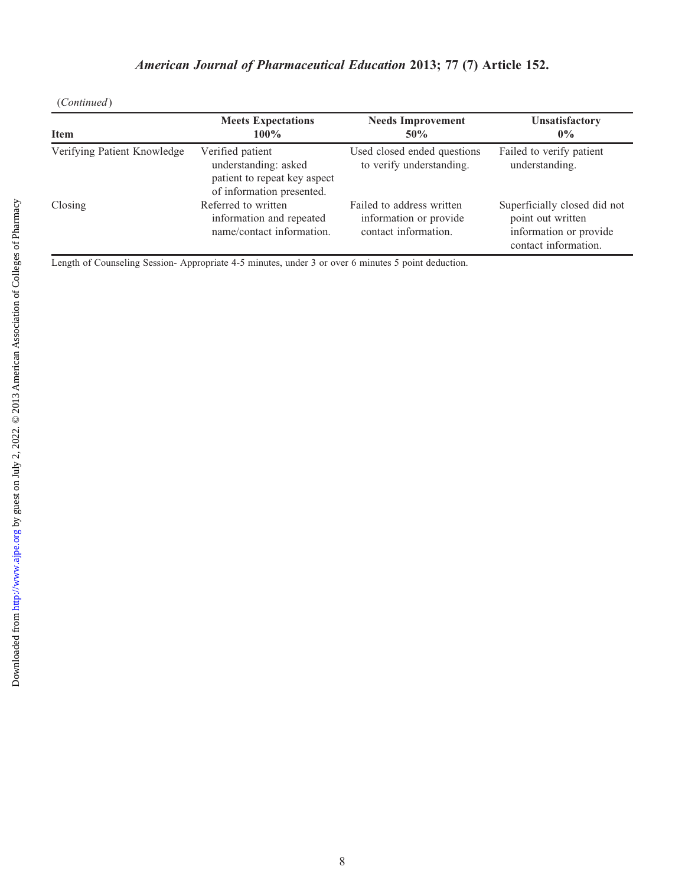(*Continued*)

| Item | Meets Expectations 100% | Needs Improvement 50% | Unsatisfactory 0% |
|---|---|---|---|
| Verifying Patient Knowledge | Verified patient understanding: asked patient to repeat key aspect of information presented. | Used closed ended questions to verify understanding. | Failed to verify patient understanding. |
| Closing | Referred to written information and repeated name/contact information. | Failed to address written information or provide contact information. | Superficially closed did not point out written information or provide contact information. |

Length of Counseling Session- Appropriate 4-5 minutes, under 3 or over 6 minutes 5 point deduction.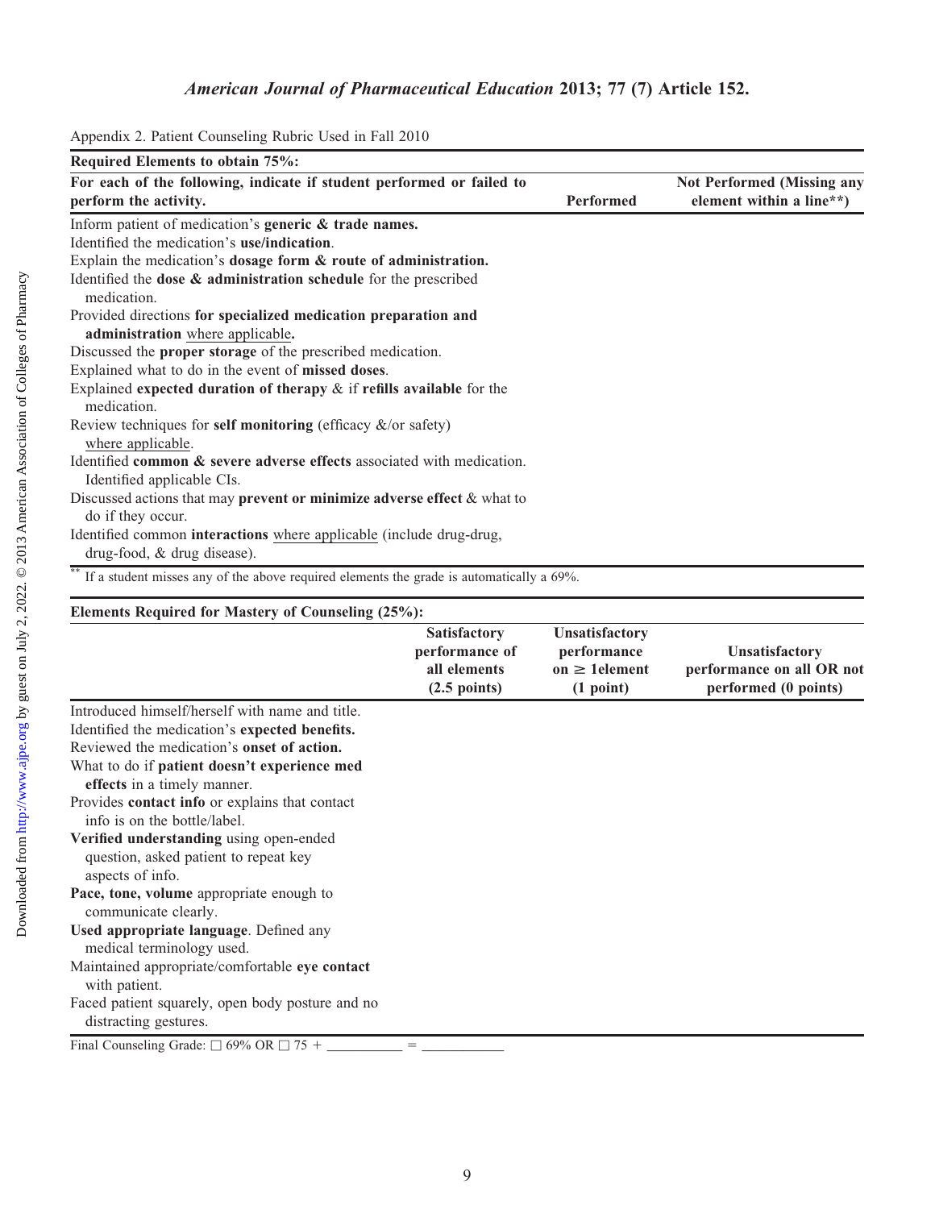Appendix 2. Patient Counseling Rubric Used in Fall 2010

| **Required Elements to obtain 75%:** | | |
|---|---|---|
| **For each of the following, indicate if student performed or failed to perform the activity.** | **Performed** | **Not Performed (Missing any element within a line**\*\***)** |
| Inform patient of medication's **generic & trade names.** | | |
| Identified the medication's **use/indication**. | | |
| Explain the medication's **dosage form & route of administration.** | | |
| Identified the **dose & administration schedule** for the prescribed medication. | | |
| Provided directions **for specialized medication preparation and administration** where applicable**.** | | |
| Discussed the **proper storage** of the prescribed medication. | | |
| Explained what to do in the event of **missed doses**. | | |
| Explained **expected duration of therapy** & if **refills available** for the medication. | | |
| Review techniques for **self monitoring** (efficacy &/or safety) where applicable. | | |
| Identified **common & severe adverse effects** associated with medication. Identified applicable CIs. | | |
| Discussed actions that may **prevent or minimize adverse effect** & what to do if they occur. | | |
| Identified common **interactions** where applicable (include drug-drug, drug-food, & drug disease). | | |

\*\* If a student misses any of the above required elements the grade is automatically a 69%.

| **Elements Required for Mastery of Counseling (25%):** | **Satisfactory performance of all elements (2.5 points)** | **Unsatisfactory performance on ≥ 1element (1 point)** | **Unsatisfactory performance on all OR not performed (0 points)** |
|---|---|---|---|
| Introduced himself/herself with name and title. | | | |
| Identified the medication's **expected benefits.** | | | |
| Reviewed the medication's **onset of action.** | | | |
| What to do if **patient doesn't experience med effects** in a timely manner. | | | |
| Provides **contact info** or explains that contact info is on the bottle/label. | | | |
| **Verified understanding** using open-ended question, asked patient to repeat key aspects of info. | | | |
| **Pace, tone, volume** appropriate enough to communicate clearly. | | | |
| **Used appropriate language**. Defined any medical terminology used. | | | |
| Maintained appropriate/comfortable **eye contact** with patient. | | | |
| Faced patient squarely, open body posture and no distracting gestures. | | | |

Final Counseling Grade: ☐ 69% OR ☐ 75 + __________ = ___________